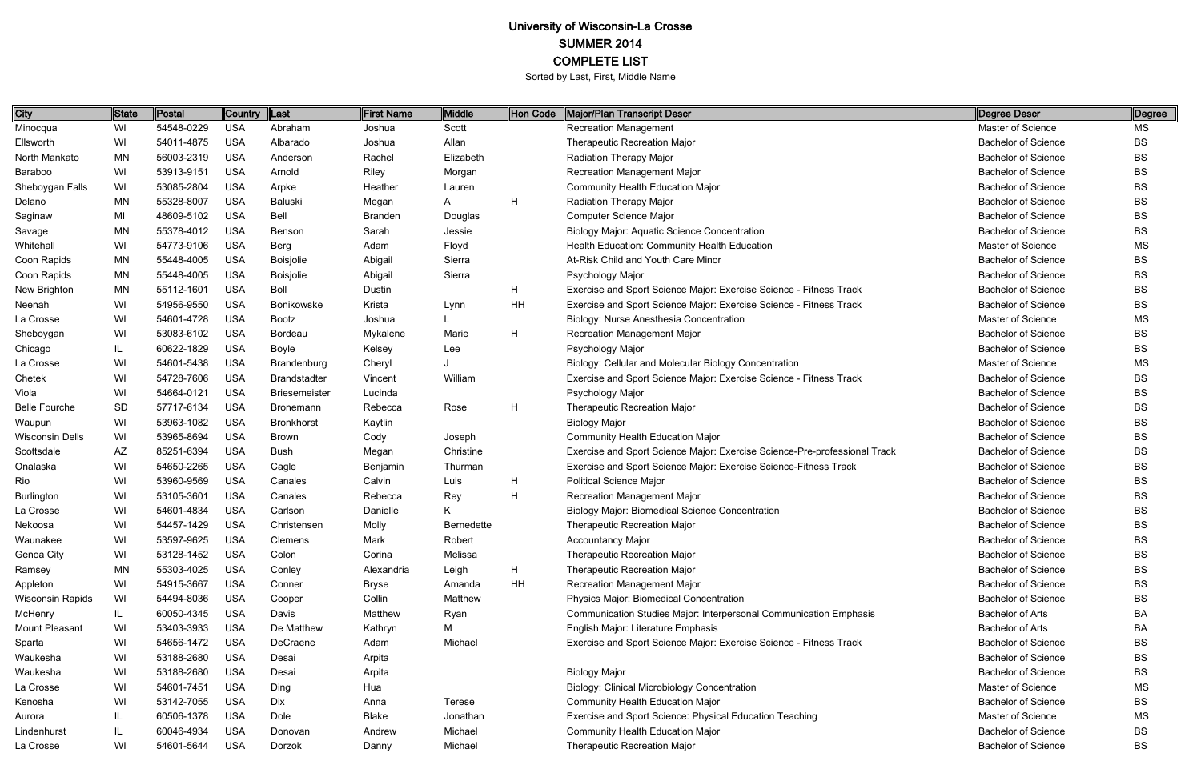# University of Wisconsin-La Crosse

## SUMMER 2014

## COMPLETE LIST

Sorted by Last, First, Middle Name

| City | State | Postal | Country | Last | First Name | Middle | Hon Code | Major/Plan Transcript Descr | Degree Descr | Degree |
|---|---|---|---|---|---|---|---|---|---|---|
| Minocqua | WI | 54548-0229 | USA | Abraham | Joshua | Scott | | Recreation Management | Master of Science | MS |
| Ellsworth | WI | 54011-4875 | USA | Albarado | Joshua | Allan | | Therapeutic Recreation Major | Bachelor of Science | BS |
| North Mankato | MN | 56003-2319 | USA | Anderson | Rachel | Elizabeth | | Radiation Therapy Major | Bachelor of Science | BS |
| Baraboo | WI | 53913-9151 | USA | Arnold | Riley | Morgan | | Recreation Management Major | Bachelor of Science | BS |
| Sheboygan Falls | WI | 53085-2804 | USA | Arpke | Heather | Lauren | | Community Health Education Major | Bachelor of Science | BS |
| Delano | MN | 55328-8007 | USA | Baluski | Megan | A | H | Radiation Therapy Major | Bachelor of Science | BS |
| Saginaw | MI | 48609-5102 | USA | Bell | Branden | Douglas | | Computer Science Major | Bachelor of Science | BS |
| Savage | MN | 55378-4012 | USA | Benson | Sarah | Jessie | | Biology Major: Aquatic Science Concentration | Bachelor of Science | BS |
| Whitehall | WI | 54773-9106 | USA | Berg | Adam | Floyd | | Health Education: Community Health Education | Master of Science | MS |
| Coon Rapids | MN | 55448-4005 | USA | Boisjolie | Abigail | Sierra | | At-Risk Child and Youth Care Minor | Bachelor of Science | BS |
| Coon Rapids | MN | 55448-4005 | USA | Boisjolie | Abigail | Sierra | | Psychology Major | Bachelor of Science | BS |
| New Brighton | MN | 55112-1601 | USA | Boll | Dustin | | H | Exercise and Sport Science Major: Exercise Science - Fitness Track | Bachelor of Science | BS |
| Neenah | WI | 54956-9550 | USA | Bonikowske | Krista | Lynn | HH | Exercise and Sport Science Major: Exercise Science - Fitness Track | Bachelor of Science | BS |
| La Crosse | WI | 54601-4728 | USA | Bootz | Joshua | L | | Biology: Nurse Anesthesia Concentration | Master of Science | MS |
| Sheboygan | WI | 53083-6102 | USA | Bordeau | Mykalene | Marie | H | Recreation Management Major | Bachelor of Science | BS |
| Chicago | IL | 60622-1829 | USA | Boyle | Kelsey | Lee | | Psychology Major | Bachelor of Science | BS |
| La Crosse | WI | 54601-5438 | USA | Brandenburg | Cheryl | J | | Biology: Cellular and Molecular Biology Concentration | Master of Science | MS |
| Chetek | WI | 54728-7606 | USA | Brandstadter | Vincent | William | | Exercise and Sport Science Major: Exercise Science - Fitness Track | Bachelor of Science | BS |
| Viola | WI | 54664-0121 | USA | Briesemeister | Lucinda | | | Psychology Major | Bachelor of Science | BS |
| Belle Fourche | SD | 57717-6134 | USA | Bronemann | Rebecca | Rose | H | Therapeutic Recreation Major | Bachelor of Science | BS |
| Waupun | WI | 53963-1082 | USA | Bronkhorst | Kaytlin | | | Biology Major | Bachelor of Science | BS |
| Wisconsin Dells | WI | 53965-8694 | USA | Brown | Cody | Joseph | | Community Health Education Major | Bachelor of Science | BS |
| Scottsdale | AZ | 85251-6394 | USA | Bush | Megan | Christine | | Exercise and Sport Science Major: Exercise Science-Pre-professional Track | Bachelor of Science | BS |
| Onalaska | WI | 54650-2265 | USA | Cagle | Benjamin | Thurman | | Exercise and Sport Science Major: Exercise Science-Fitness Track | Bachelor of Science | BS |
| Rio | WI | 53960-9569 | USA | Canales | Calvin | Luis | H | Political Science Major | Bachelor of Science | BS |
| Burlington | WI | 53105-3601 | USA | Canales | Rebecca | Rey | H | Recreation Management Major | Bachelor of Science | BS |
| La Crosse | WI | 54601-4834 | USA | Carlson | Danielle | K | | Biology Major: Biomedical Science Concentration | Bachelor of Science | BS |
| Nekoosa | WI | 54457-1429 | USA | Christensen | Molly | Bernedette | | Therapeutic Recreation Major | Bachelor of Science | BS |
| Waunakee | WI | 53597-9625 | USA | Clemens | Mark | Robert | | Accountancy Major | Bachelor of Science | BS |
| Genoa City | WI | 53128-1452 | USA | Colon | Corina | Melissa | | Therapeutic Recreation Major | Bachelor of Science | BS |
| Ramsey | MN | 55303-4025 | USA | Conley | Alexandria | Leigh | H | Therapeutic Recreation Major | Bachelor of Science | BS |
| Appleton | WI | 54915-3667 | USA | Conner | Bryse | Amanda | HH | Recreation Management Major | Bachelor of Science | BS |
| Wisconsin Rapids | WI | 54494-8036 | USA | Cooper | Collin | Matthew | | Physics Major: Biomedical Concentration | Bachelor of Science | BS |
| McHenry | IL | 60050-4345 | USA | Davis | Matthew | Ryan | | Communication Studies Major: Interpersonal Communication Emphasis | Bachelor of Arts | BA |
| Mount Pleasant | WI | 53403-3933 | USA | De Matthew | Kathryn | M | | English Major: Literature Emphasis | Bachelor of Arts | BA |
| Sparta | WI | 54656-1472 | USA | DeCraene | Adam | Michael | | Exercise and Sport Science Major: Exercise Science - Fitness Track | Bachelor of Science | BS |
| Waukesha | WI | 53188-2680 | USA | Desai | Arpita | | | | Bachelor of Science | BS |
| Waukesha | WI | 53188-2680 | USA | Desai | Arpita | | | Biology Major | Bachelor of Science | BS |
| La Crosse | WI | 54601-7451 | USA | Ding | Hua | | | Biology: Clinical Microbiology Concentration | Master of Science | MS |
| Kenosha | WI | 53142-7055 | USA | Dix | Anna | Terese | | Community Health Education Major | Bachelor of Science | BS |
| Aurora | IL | 60506-1378 | USA | Dole | Blake | Jonathan | | Exercise and Sport Science: Physical Education Teaching | Master of Science | MS |
| Lindenhurst | IL | 60046-4934 | USA | Donovan | Andrew | Michael | | Community Health Education Major | Bachelor of Science | BS |
| La Crosse | WI | 54601-5644 | USA | Dorzok | Danny | Michael | | Therapeutic Recreation Major | Bachelor of Science | BS |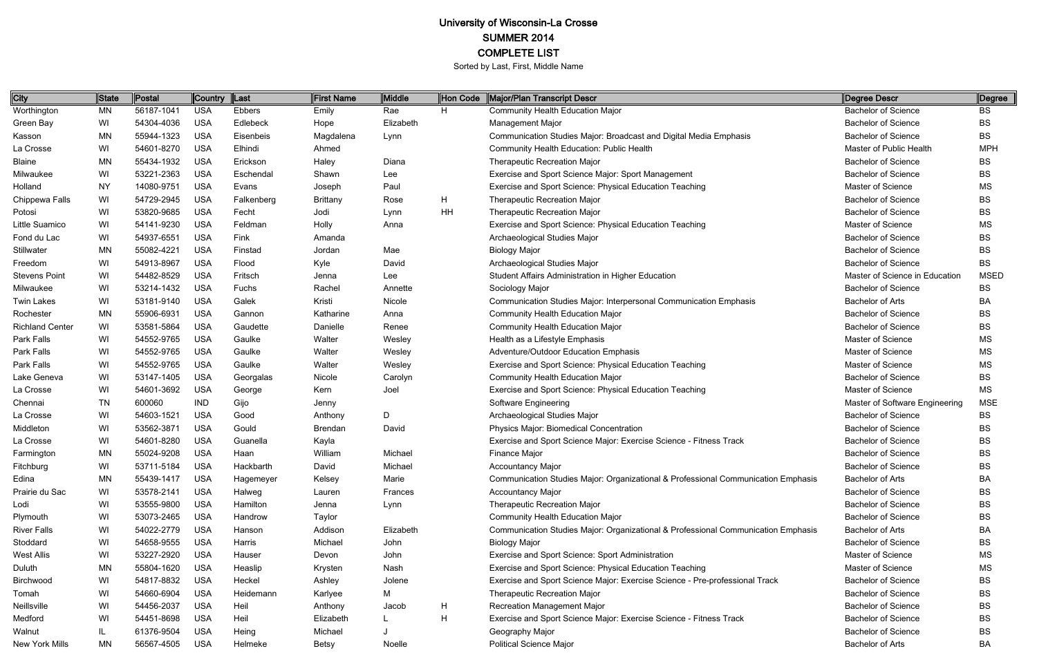# University of Wisconsin-La Crosse
## SUMMER 2014
## COMPLETE LIST

Sorted by Last, First, Middle Name

| City | State | Postal | Country | Last | First Name | Middle | Hon Code | Major/Plan Transcript Descr | Degree Descr | Degree |
|---|---|---|---|---|---|---|---|---|---|---|
| Worthington | MN | 56187-1041 | USA | Ebbers | Emily | Rae | H | Community Health Education Major | Bachelor of Science | BS |
| Green Bay | WI | 54304-4036 | USA | Edlebeck | Hope | Elizabeth | | Management Major | Bachelor of Science | BS |
| Kasson | MN | 55944-1323 | USA | Eisenbeis | Magdalena | Lynn | | Communication Studies Major: Broadcast and Digital Media Emphasis | Bachelor of Science | BS |
| La Crosse | WI | 54601-8270 | USA | Elhindi | Ahmed | | | Community Health Education: Public Health | Master of Public Health | MPH |
| Blaine | MN | 55434-1932 | USA | Erickson | Haley | Diana | | Therapeutic Recreation Major | Bachelor of Science | BS |
| Milwaukee | WI | 53221-2363 | USA | Eschendal | Shawn | Lee | | Exercise and Sport Science Major: Sport Management | Bachelor of Science | BS |
| Holland | NY | 14080-9751 | USA | Evans | Joseph | Paul | | Exercise and Sport Science: Physical Education Teaching | Master of Science | MS |
| Chippewa Falls | WI | 54729-2945 | USA | Falkenberg | Brittany | Rose | H | Therapeutic Recreation Major | Bachelor of Science | BS |
| Potosi | WI | 53820-9685 | USA | Fecht | Jodi | Lynn | HH | Therapeutic Recreation Major | Bachelor of Science | BS |
| Little Suamico | WI | 54141-9230 | USA | Feldman | Holly | Anna | | Exercise and Sport Science: Physical Education Teaching | Master of Science | MS |
| Fond du Lac | WI | 54937-6551 | USA | Fink | Amanda | | | Archaeological Studies Major | Bachelor of Science | BS |
| Stillwater | MN | 55082-4221 | USA | Finstad | Jordan | Mae | | Biology Major | Bachelor of Science | BS |
| Freedom | WI | 54913-8967 | USA | Flood | Kyle | David | | Archaeological Studies Major | Bachelor of Science | BS |
| Stevens Point | WI | 54482-8529 | USA | Fritsch | Jenna | Lee | | Student Affairs Administration in Higher Education | Master of Science in Education | MSED |
| Milwaukee | WI | 53214-1432 | USA | Fuchs | Rachel | Annette | | Sociology Major | Bachelor of Science | BS |
| Twin Lakes | WI | 53181-9140 | USA | Galek | Kristi | Nicole | | Communication Studies Major: Interpersonal Communication Emphasis | Bachelor of Arts | BA |
| Rochester | MN | 55906-6931 | USA | Gannon | Katharine | Anna | | Community Health Education Major | Bachelor of Science | BS |
| Richland Center | WI | 53581-5864 | USA | Gaudette | Danielle | Renee | | Community Health Education Major | Bachelor of Science | BS |
| Park Falls | WI | 54552-9765 | USA | Gaulke | Walter | Wesley | | Health as a Lifestyle Emphasis | Master of Science | MS |
| Park Falls | WI | 54552-9765 | USA | Gaulke | Walter | Wesley | | Adventure/Outdoor Education Emphasis | Master of Science | MS |
| Park Falls | WI | 54552-9765 | USA | Gaulke | Walter | Wesley | | Exercise and Sport Science: Physical Education Teaching | Master of Science | MS |
| Lake Geneva | WI | 53147-1405 | USA | Georgalas | Nicole | Carolyn | | Community Health Education Major | Bachelor of Science | BS |
| La Crosse | WI | 54601-3692 | USA | George | Kern | Joel | | Exercise and Sport Science: Physical Education Teaching | Master of Science | MS |
| Chennai | TN | 600060 | IND | Gijo | Jenny | | | Software Engineering | Master of Software Engineering | MSE |
| La Crosse | WI | 54603-1521 | USA | Good | Anthony | D | | Archaeological Studies Major | Bachelor of Science | BS |
| Middleton | WI | 53562-3871 | USA | Gould | Brendan | David | | Physics Major: Biomedical Concentration | Bachelor of Science | BS |
| La Crosse | WI | 54601-8280 | USA | Guanella | Kayla | | | Exercise and Sport Science Major: Exercise Science - Fitness Track | Bachelor of Science | BS |
| Farmington | MN | 55024-9208 | USA | Haan | William | Michael | | Finance Major | Bachelor of Science | BS |
| Fitchburg | WI | 53711-5184 | USA | Hackbarth | David | Michael | | Accountancy Major | Bachelor of Science | BS |
| Edina | MN | 55439-1417 | USA | Hagemeyer | Kelsey | Marie | | Communication Studies Major: Organizational & Professional Communication Emphasis | Bachelor of Arts | BA |
| Prairie du Sac | WI | 53578-2141 | USA | Halweg | Lauren | Frances | | Accountancy Major | Bachelor of Science | BS |
| Lodi | WI | 53555-9800 | USA | Hamilton | Jenna | Lynn | | Therapeutic Recreation Major | Bachelor of Science | BS |
| Plymouth | WI | 53073-2465 | USA | Handrow | Taylor | | | Community Health Education Major | Bachelor of Science | BS |
| River Falls | WI | 54022-2779 | USA | Hanson | Addison | Elizabeth | | Communication Studies Major: Organizational & Professional Communication Emphasis | Bachelor of Arts | BA |
| Stoddard | WI | 54658-9555 | USA | Harris | Michael | John | | Biology Major | Bachelor of Science | BS |
| West Allis | WI | 53227-2920 | USA | Hauser | Devon | John | | Exercise and Sport Science: Sport Administration | Master of Science | MS |
| Duluth | MN | 55804-1620 | USA | Heaslip | Krysten | Nash | | Exercise and Sport Science: Physical Education Teaching | Master of Science | MS |
| Birchwood | WI | 54817-8832 | USA | Heckel | Ashley | Jolene | | Exercise and Sport Science Major: Exercise Science - Pre-professional Track | Bachelor of Science | BS |
| Tomah | WI | 54660-6904 | USA | Heidemann | Karlyee | M | | Therapeutic Recreation Major | Bachelor of Science | BS |
| Neillsville | WI | 54456-2037 | USA | Heil | Anthony | Jacob | H | Recreation Management Major | Bachelor of Science | BS |
| Medford | WI | 54451-8698 | USA | Heil | Elizabeth | L | H | Exercise and Sport Science Major: Exercise Science - Fitness Track | Bachelor of Science | BS |
| Walnut | IL | 61376-9504 | USA | Heing | Michael | J | | Geography Major | Bachelor of Science | BS |
| New York Mills | MN | 56567-4505 | USA | Helmeke | Betsy | Noelle | | Political Science Major | Bachelor of Arts | BA |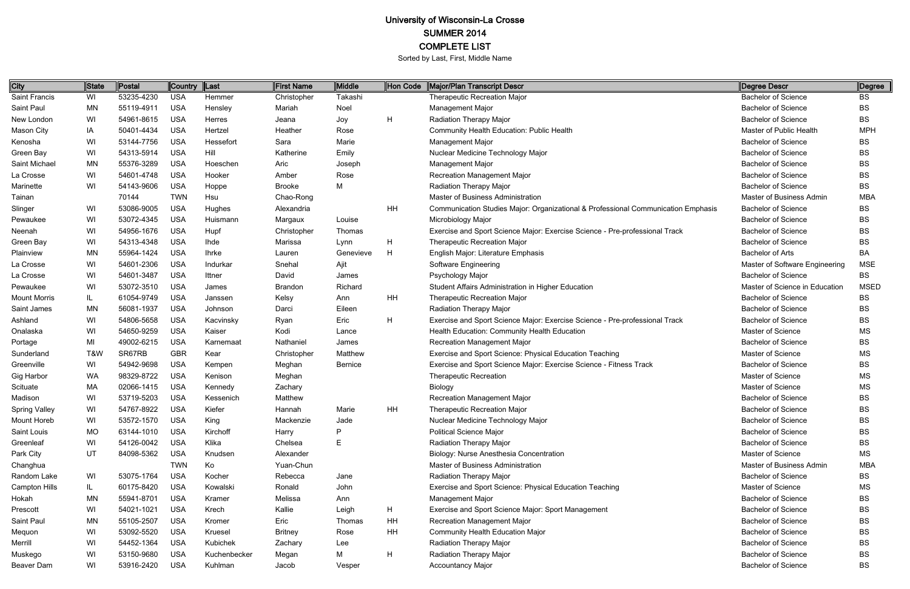# University of Wisconsin-La Crosse
## SUMMER 2014
## COMPLETE LIST
Sorted by Last, First, Middle Name

| City | State | Postal | Country | Last | First Name | Middle | Hon Code | Major/Plan Transcript Descr | Degree Descr | Degree |
|---|---|---|---|---|---|---|---|---|---|---|
| Saint Francis | WI | 53235-4230 | USA | Hemmer | Christopher | Takashi | | Therapeutic Recreation Major | Bachelor of Science | BS |
| Saint Paul | MN | 55119-4911 | USA | Hensley | Mariah | Noel | | Management Major | Bachelor of Science | BS |
| New London | WI | 54961-8615 | USA | Herres | Jeana | Joy | H | Radiation Therapy Major | Bachelor of Science | BS |
| Mason City | IA | 50401-4434 | USA | Hertzel | Heather | Rose | | Community Health Education: Public Health | Master of Public Health | MPH |
| Kenosha | WI | 53144-7756 | USA | Hessefort | Sara | Marie | | Management Major | Bachelor of Science | BS |
| Green Bay | WI | 54313-5914 | USA | Hill | Katherine | Emily | | Nuclear Medicine Technology Major | Bachelor of Science | BS |
| Saint Michael | MN | 55376-3289 | USA | Hoeschen | Aric | Joseph | | Management Major | Bachelor of Science | BS |
| La Crosse | WI | 54601-4748 | USA | Hooker | Amber | Rose | | Recreation Management Major | Bachelor of Science | BS |
| Marinette | WI | 54143-9606 | USA | Hoppe | Brooke | M | | Radiation Therapy Major | Bachelor of Science | BS |
| Tainan | | 70144 | TWN | Hsu | Chao-Rong | | | Master of Business Administration | Master of Business Admin | MBA |
| Slinger | WI | 53086-9005 | USA | Hughes | Alexandria | | HH | Communication Studies Major: Organizational & Professional Communication Emphasis | Bachelor of Science | BS |
| Pewaukee | WI | 53072-4345 | USA | Huismann | Margaux | Louise | | Microbiology Major | Bachelor of Science | BS |
| Neenah | WI | 54956-1676 | USA | Hupf | Christopher | Thomas | | Exercise and Sport Science Major: Exercise Science - Pre-professional Track | Bachelor of Science | BS |
| Green Bay | WI | 54313-4348 | USA | Ihde | Marissa | Lynn | H | Therapeutic Recreation Major | Bachelor of Science | BS |
| Plainview | MN | 55964-1424 | USA | Ihrke | Lauren | Genevieve | H | English Major: Literature Emphasis | Bachelor of Arts | BA |
| La Crosse | WI | 54601-2306 | USA | Indurkar | Snehal | Ajit | | Software Engineering | Master of Software Engineering | MSE |
| La Crosse | WI | 54601-3487 | USA | Ittner | David | James | | Psychology Major | Bachelor of Science | BS |
| Pewaukee | WI | 53072-3510 | USA | James | Brandon | Richard | | Student Affairs Administration in Higher Education | Master of Science in Education | MSED |
| Mount Morris | IL | 61054-9749 | USA | Janssen | Kelsy | Ann | HH | Therapeutic Recreation Major | Bachelor of Science | BS |
| Saint James | MN | 56081-1937 | USA | Johnson | Darci | Eileen | | Radiation Therapy Major | Bachelor of Science | BS |
| Ashland | WI | 54806-5658 | USA | Kacvinsky | Ryan | Eric | H | Exercise and Sport Science Major: Exercise Science - Pre-professional Track | Bachelor of Science | BS |
| Onalaska | WI | 54650-9259 | USA | Kaiser | Kodi | Lance | | Health Education: Community Health Education | Master of Science | MS |
| Portage | MI | 49002-6215 | USA | Karnemaat | Nathaniel | James | | Recreation Management Major | Bachelor of Science | BS |
| Sunderland | T&W | SR67RB | GBR | Kear | Christopher | Matthew | | Exercise and Sport Science: Physical Education Teaching | Master of Science | MS |
| Greenville | WI | 54942-9698 | USA | Kempen | Meghan | Bernice | | Exercise and Sport Science Major: Exercise Science - Fitness Track | Bachelor of Science | BS |
| Gig Harbor | WA | 98329-8722 | USA | Kenison | Meghan | | | Therapeutic Recreation | Master of Science | MS |
| Scituate | MA | 02066-1415 | USA | Kennedy | Zachary | | | Biology | Master of Science | MS |
| Madison | WI | 53719-5203 | USA | Kessenich | Matthew | | | Recreation Management Major | Bachelor of Science | BS |
| Spring Valley | WI | 54767-8922 | USA | Kiefer | Hannah | Marie | HH | Therapeutic Recreation Major | Bachelor of Science | BS |
| Mount Horeb | WI | 53572-1570 | USA | King | Mackenzie | Jade | | Nuclear Medicine Technology Major | Bachelor of Science | BS |
| Saint Louis | MO | 63144-1010 | USA | Kirchoff | Harry | P | | Political Science Major | Bachelor of Science | BS |
| Greenleaf | WI | 54126-0042 | USA | Klika | Chelsea | E | | Radiation Therapy Major | Bachelor of Science | BS |
| Park City | UT | 84098-5362 | USA | Knudsen | Alexander | | | Biology: Nurse Anesthesia Concentration | Master of Science | MS |
| Changhua | | | TWN | Ko | Yuan-Chun | | | Master of Business Administration | Master of Business Admin | MBA |
| Random Lake | WI | 53075-1764 | USA | Kocher | Rebecca | Jane | | Radiation Therapy Major | Bachelor of Science | BS |
| Campton Hills | IL | 60175-8420 | USA | Kowalski | Ronald | John | | Exercise and Sport Science: Physical Education Teaching | Master of Science | MS |
| Hokah | MN | 55941-8701 | USA | Kramer | Melissa | Ann | | Management Major | Bachelor of Science | BS |
| Prescott | WI | 54021-1021 | USA | Krech | Kallie | Leigh | H | Exercise and Sport Science Major: Sport Management | Bachelor of Science | BS |
| Saint Paul | MN | 55105-2507 | USA | Kromer | Eric | Thomas | HH | Recreation Management Major | Bachelor of Science | BS |
| Mequon | WI | 53092-5520 | USA | Kruesel | Britney | Rose | HH | Community Health Education Major | Bachelor of Science | BS |
| Merrill | WI | 54452-1364 | USA | Kubichek | Zachary | Lee | | Radiation Therapy Major | Bachelor of Science | BS |
| Muskego | WI | 53150-9680 | USA | Kuchenbecker | Megan | M | H | Radiation Therapy Major | Bachelor of Science | BS |
| Beaver Dam | WI | 53916-2420 | USA | Kuhlman | Jacob | Vesper | | Accountancy Major | Bachelor of Science | BS |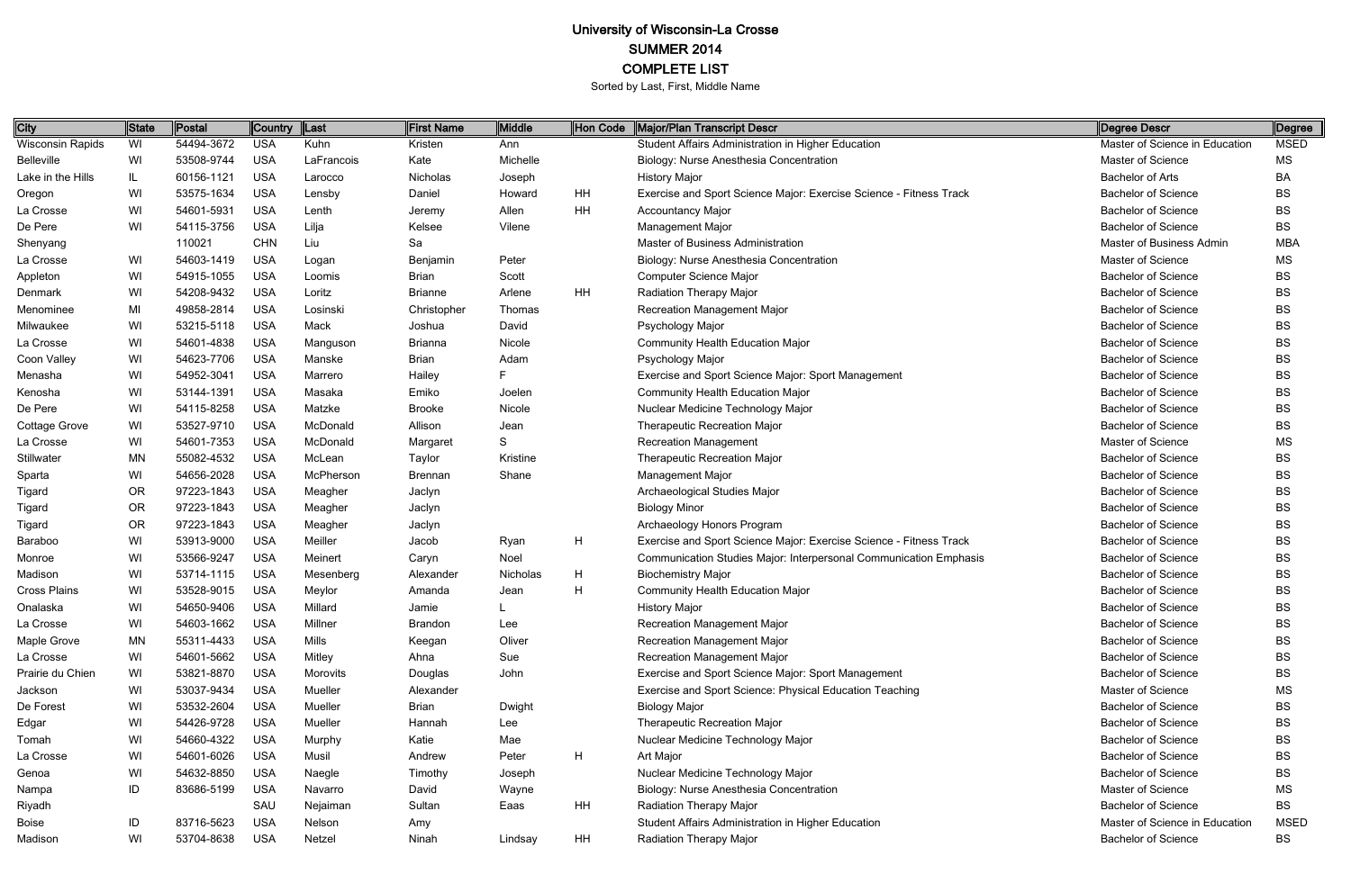# University of Wisconsin-La Crosse
## SUMMER 2014
## COMPLETE LIST

Sorted by Last, First, Middle Name

| City | State | Postal | Country | Last | First Name | Middle | Hon Code | Major/Plan Transcript Descr | Degree Descr | Degree |
|---|---|---|---|---|---|---|---|---|---|---|
| Wisconsin Rapids | WI | 54494-3672 | USA | Kuhn | Kristen | Ann | | Student Affairs Administration in Higher Education | Master of Science in Education | MSED |
| Belleville | WI | 53508-9744 | USA | LaFrancois | Kate | Michelle | | Biology: Nurse Anesthesia Concentration | Master of Science | MS |
| Lake in the Hills | IL | 60156-1121 | USA | Larocco | Nicholas | Joseph | | History Major | Bachelor of Arts | BA |
| Oregon | WI | 53575-1634 | USA | Lensby | Daniel | Howard | HH | Exercise and Sport Science Major: Exercise Science - Fitness Track | Bachelor of Science | BS |
| La Crosse | WI | 54601-5931 | USA | Lenth | Jeremy | Allen | HH | Accountancy Major | Bachelor of Science | BS |
| De Pere | WI | 54115-3756 | USA | Lilja | Kelsee | Vilene | | Management Major | Bachelor of Science | BS |
| Shenyang | | 110021 | CHN | Liu | Sa | | | Master of Business Administration | Master of Business Admin | MBA |
| La Crosse | WI | 54603-1419 | USA | Logan | Benjamin | Peter | | Biology: Nurse Anesthesia Concentration | Master of Science | MS |
| Appleton | WI | 54915-1055 | USA | Loomis | Brian | Scott | | Computer Science Major | Bachelor of Science | BS |
| Denmark | WI | 54208-9432 | USA | Loritz | Brianne | Arlene | HH | Radiation Therapy Major | Bachelor of Science | BS |
| Menominee | MI | 49858-2814 | USA | Losinski | Christopher | Thomas | | Recreation Management Major | Bachelor of Science | BS |
| Milwaukee | WI | 53215-5118 | USA | Mack | Joshua | David | | Psychology Major | Bachelor of Science | BS |
| La Crosse | WI | 54601-4838 | USA | Manguson | Brianna | Nicole | | Community Health Education Major | Bachelor of Science | BS |
| Coon Valley | WI | 54623-7706 | USA | Manske | Brian | Adam | | Psychology Major | Bachelor of Science | BS |
| Menasha | WI | 54952-3041 | USA | Marrero | Hailey | F | | Exercise and Sport Science Major: Sport Management | Bachelor of Science | BS |
| Kenosha | WI | 53144-1391 | USA | Masaka | Emiko | Joelen | | Community Health Education Major | Bachelor of Science | BS |
| De Pere | WI | 54115-8258 | USA | Matzke | Brooke | Nicole | | Nuclear Medicine Technology Major | Bachelor of Science | BS |
| Cottage Grove | WI | 53527-9710 | USA | McDonald | Allison | Jean | | Therapeutic Recreation Major | Bachelor of Science | BS |
| La Crosse | WI | 54601-7353 | USA | McDonald | Margaret | S | | Recreation Management | Master of Science | MS |
| Stillwater | MN | 55082-4532 | USA | McLean | Taylor | Kristine | | Therapeutic Recreation Major | Bachelor of Science | BS |
| Sparta | WI | 54656-2028 | USA | McPherson | Brennan | Shane | | Management Major | Bachelor of Science | BS |
| Tigard | OR | 97223-1843 | USA | Meagher | Jaclyn | | | Archaeological Studies Major | Bachelor of Science | BS |
| Tigard | OR | 97223-1843 | USA | Meagher | Jaclyn | | | Biology Minor | Bachelor of Science | BS |
| Tigard | OR | 97223-1843 | USA | Meagher | Jaclyn | | | Archaeology Honors Program | Bachelor of Science | BS |
| Baraboo | WI | 53913-9000 | USA | Meiller | Jacob | Ryan | H | Exercise and Sport Science Major: Exercise Science - Fitness Track | Bachelor of Science | BS |
| Monroe | WI | 53566-9247 | USA | Meinert | Caryn | Noel | | Communication Studies Major: Interpersonal Communication Emphasis | Bachelor of Science | BS |
| Madison | WI | 53714-1115 | USA | Mesenberg | Alexander | Nicholas | H | Biochemistry Major | Bachelor of Science | BS |
| Cross Plains | WI | 53528-9015 | USA | Meylor | Amanda | Jean | H | Community Health Education Major | Bachelor of Science | BS |
| Onalaska | WI | 54650-9406 | USA | Millard | Jamie | L | | History Major | Bachelor of Science | BS |
| La Crosse | WI | 54603-1662 | USA | Millner | Brandon | Lee | | Recreation Management Major | Bachelor of Science | BS |
| Maple Grove | MN | 55311-4433 | USA | Mills | Keegan | Oliver | | Recreation Management Major | Bachelor of Science | BS |
| La Crosse | WI | 54601-5662 | USA | Mitley | Ahna | Sue | | Recreation Management Major | Bachelor of Science | BS |
| Prairie du Chien | WI | 53821-8870 | USA | Morovits | Douglas | John | | Exercise and Sport Science Major: Sport Management | Bachelor of Science | BS |
| Jackson | WI | 53037-9434 | USA | Mueller | Alexander | | | Exercise and Sport Science: Physical Education Teaching | Master of Science | MS |
| De Forest | WI | 53532-2604 | USA | Mueller | Brian | Dwight | | Biology Major | Bachelor of Science | BS |
| Edgar | WI | 54426-9728 | USA | Mueller | Hannah | Lee | | Therapeutic Recreation Major | Bachelor of Science | BS |
| Tomah | WI | 54660-4322 | USA | Murphy | Katie | Mae | | Nuclear Medicine Technology Major | Bachelor of Science | BS |
| La Crosse | WI | 54601-6026 | USA | Musil | Andrew | Peter | H | Art Major | Bachelor of Science | BS |
| Genoa | WI | 54632-8850 | USA | Naegle | Timothy | Joseph | | Nuclear Medicine Technology Major | Bachelor of Science | BS |
| Nampa | ID | 83686-5199 | USA | Navarro | David | Wayne | | Biology: Nurse Anesthesia Concentration | Master of Science | MS |
| Riyadh | | | SAU | Nejaiman | Sultan | Eaas | HH | Radiation Therapy Major | Bachelor of Science | BS |
| Boise | ID | 83716-5623 | USA | Nelson | Amy | | | Student Affairs Administration in Higher Education | Master of Science in Education | MSED |
| Madison | WI | 53704-8638 | USA | Netzel | Ninah | Lindsay | HH | Radiation Therapy Major | Bachelor of Science | BS |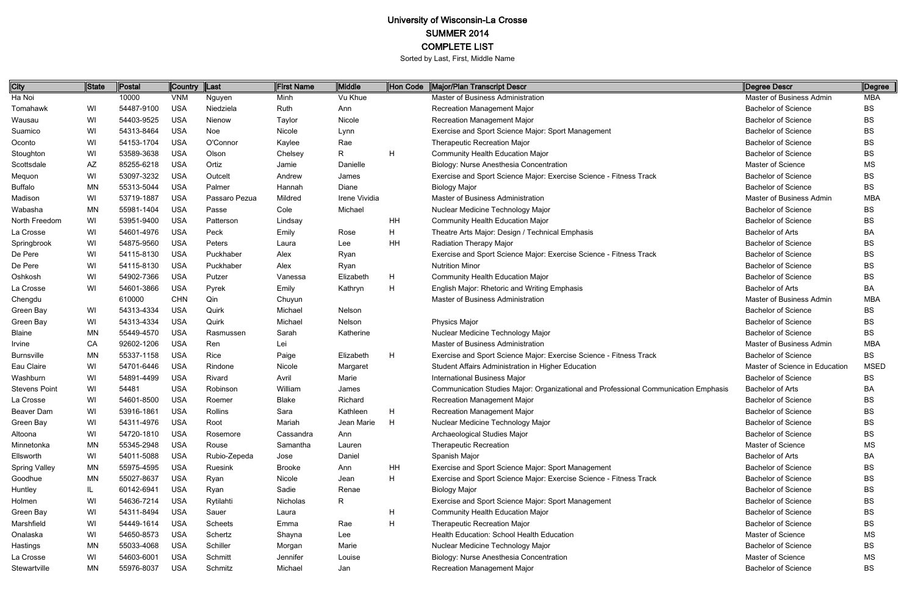# University of Wisconsin-La Crosse

## SUMMER 2014

## COMPLETE LIST

Sorted by Last, First, Middle Name

| City | State | Postal | Country | Last | First Name | Middle | Hon Code | Major/Plan Transcript Descr | Degree Descr | Degree |
|---|---|---|---|---|---|---|---|---|---|---|
| Ha Noi | | 10000 | VNM | Nguyen | Minh | Vu Khue | | Master of Business Administration | Master of Business Admin | MBA |
| Tomahawk | WI | 54487-9100 | USA | Niedziela | Ruth | Ann | | Recreation Management Major | Bachelor of Science | BS |
| Wausau | WI | 54403-9525 | USA | Nienow | Taylor | Nicole | | Recreation Management Major | Bachelor of Science | BS |
| Suamico | WI | 54313-8464 | USA | Noe | Nicole | Lynn | | Exercise and Sport Science Major: Sport Management | Bachelor of Science | BS |
| Oconto | WI | 54153-1704 | USA | O'Connor | Kaylee | Rae | | Therapeutic Recreation Major | Bachelor of Science | BS |
| Stoughton | WI | 53589-3638 | USA | Olson | Chelsey | R | H | Community Health Education Major | Bachelor of Science | BS |
| Scottsdale | AZ | 85255-6218 | USA | Ortiz | Jamie | Danielle | | Biology: Nurse Anesthesia Concentration | Master of Science | MS |
| Mequon | WI | 53097-3232 | USA | Outcelt | Andrew | James | | Exercise and Sport Science Major: Exercise Science - Fitness Track | Bachelor of Science | BS |
| Buffalo | MN | 55313-5044 | USA | Palmer | Hannah | Diane | | Biology Major | Bachelor of Science | BS |
| Madison | WI | 53719-1887 | USA | Passaro Pezua | Mildred | Irene Vividia | | Master of Business Administration | Master of Business Admin | MBA |
| Wabasha | MN | 55981-1404 | USA | Passe | Cole | Michael | | Nuclear Medicine Technology Major | Bachelor of Science | BS |
| North Freedom | WI | 53951-9400 | USA | Patterson | Lindsay | | HH | Community Health Education Major | Bachelor of Science | BS |
| La Crosse | WI | 54601-4976 | USA | Peck | Emily | Rose | H | Theatre Arts Major: Design / Technical Emphasis | Bachelor of Arts | BA |
| Springbrook | WI | 54875-9560 | USA | Peters | Laura | Lee | HH | Radiation Therapy Major | Bachelor of Science | BS |
| De Pere | WI | 54115-8130 | USA | Puckhaber | Alex | Ryan | | Exercise and Sport Science Major: Exercise Science - Fitness Track | Bachelor of Science | BS |
| De Pere | WI | 54115-8130 | USA | Puckhaber | Alex | Ryan | | Nutrition Minor | Bachelor of Science | BS |
| Oshkosh | WI | 54902-7366 | USA | Putzer | Vanessa | Elizabeth | H | Community Health Education Major | Bachelor of Science | BS |
| La Crosse | WI | 54601-3866 | USA | Pyrek | Emily | Kathryn | H | English Major: Rhetoric and Writing Emphasis | Bachelor of Arts | BA |
| Chengdu | | 610000 | CHN | Qin | Chuyun | | | Master of Business Administration | Master of Business Admin | MBA |
| Green Bay | WI | 54313-4334 | USA | Quirk | Michael | Nelson | | | Bachelor of Science | BS |
| Green Bay | WI | 54313-4334 | USA | Quirk | Michael | Nelson | | Physics Major | Bachelor of Science | BS |
| Blaine | MN | 55449-4570 | USA | Rasmussen | Sarah | Katherine | | Nuclear Medicine Technology Major | Bachelor of Science | BS |
| Irvine | CA | 92602-1206 | USA | Ren | Lei | | | Master of Business Administration | Master of Business Admin | MBA |
| Burnsville | MN | 55337-1158 | USA | Rice | Paige | Elizabeth | H | Exercise and Sport Science Major: Exercise Science - Fitness Track | Bachelor of Science | BS |
| Eau Claire | WI | 54701-6446 | USA | Rindone | Nicole | Margaret | | Student Affairs Administration in Higher Education | Master of Science in Education | MSED |
| Washburn | WI | 54891-4499 | USA | Rivard | Avril | Marie | | International Business Major | Bachelor of Science | BS |
| Stevens Point | WI | 54481 | USA | Robinson | William | James | | Communication Studies Major: Organizational and Professional Communication Emphasis | Bachelor of Arts | BA |
| La Crosse | WI | 54601-8500 | USA | Roemer | Blake | Richard | | Recreation Management Major | Bachelor of Science | BS |
| Beaver Dam | WI | 53916-1861 | USA | Rollins | Sara | Kathleen | H | Recreation Management Major | Bachelor of Science | BS |
| Green Bay | WI | 54311-4976 | USA | Root | Mariah | Jean Marie | H | Nuclear Medicine Technology Major | Bachelor of Science | BS |
| Altoona | WI | 54720-1810 | USA | Rosemore | Cassandra | Ann | | Archaeological Studies Major | Bachelor of Science | BS |
| Minnetonka | MN | 55345-2948 | USA | Rouse | Samantha | Lauren | | Therapeutic Recreation | Master of Science | MS |
| Ellsworth | WI | 54011-5088 | USA | Rubio-Zepeda | Jose | Daniel | | Spanish Major | Bachelor of Arts | BA |
| Spring Valley | MN | 55975-4595 | USA | Ruesink | Brooke | Ann | HH | Exercise and Sport Science Major: Sport Management | Bachelor of Science | BS |
| Goodhue | MN | 55027-8637 | USA | Ryan | Nicole | Jean | H | Exercise and Sport Science Major: Exercise Science - Fitness Track | Bachelor of Science | BS |
| Huntley | IL | 60142-6941 | USA | Ryan | Sadie | Renae | | Biology Major | Bachelor of Science | BS |
| Holmen | WI | 54636-7214 | USA | Rytilahti | Nicholas | R | | Exercise and Sport Science Major: Sport Management | Bachelor of Science | BS |
| Green Bay | WI | 54311-8494 | USA | Sauer | Laura | | H | Community Health Education Major | Bachelor of Science | BS |
| Marshfield | WI | 54449-1614 | USA | Scheets | Emma | Rae | H | Therapeutic Recreation Major | Bachelor of Science | BS |
| Onalaska | WI | 54650-8573 | USA | Schertz | Shayna | Lee | | Health Education: School Health Education | Master of Science | MS |
| Hastings | MN | 55033-4068 | USA | Schiller | Morgan | Marie | | Nuclear Medicine Technology Major | Bachelor of Science | BS |
| La Crosse | WI | 54603-6001 | USA | Schmitt | Jennifer | Louise | | Biology: Nurse Anesthesia Concentration | Master of Science | MS |
| Stewartville | MN | 55976-8037 | USA | Schmitz | Michael | Jan | | Recreation Management Major | Bachelor of Science | BS |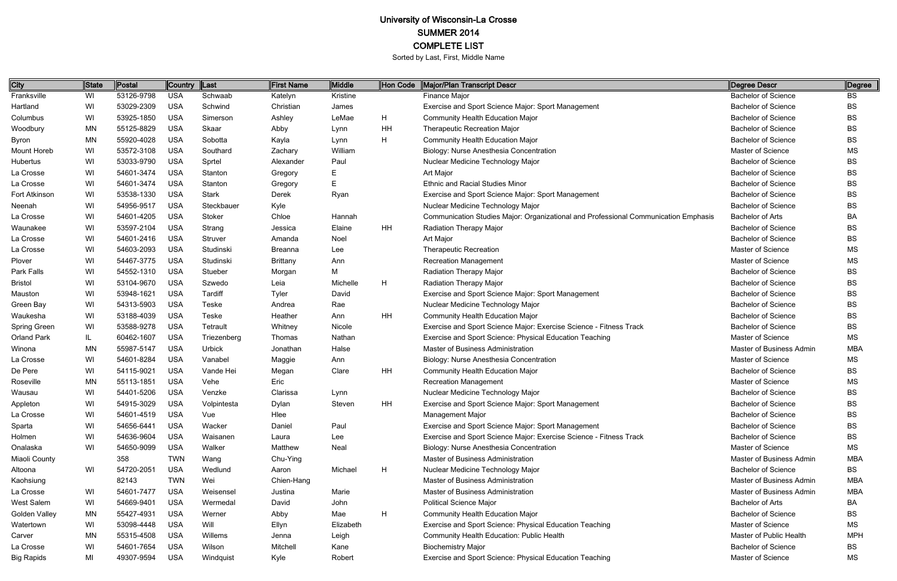# University of Wisconsin-La Crosse
## SUMMER 2014
## COMPLETE LIST
Sorted by Last, First, Middle Name

| City | State | Postal | Country | Last | First Name | Middle | Hon Code | Major/Plan Transcript Descr | Degree Descr | Degree |
|---|---|---|---|---|---|---|---|---|---|---|
| Franksville | WI | 53126-9798 | USA | Schwaab | Katelyn | Kristine | | Finance Major | Bachelor of Science | BS |
| Hartland | WI | 53029-2309 | USA | Schwind | Christian | James | | Exercise and Sport Science Major: Sport Management | Bachelor of Science | BS |
| Columbus | WI | 53925-1850 | USA | Simerson | Ashley | LeMae | H | Community Health Education Major | Bachelor of Science | BS |
| Woodbury | MN | 55125-8829 | USA | Skaar | Abby | Lynn | HH | Therapeutic Recreation Major | Bachelor of Science | BS |
| Byron | MN | 55920-4028 | USA | Sobotta | Kayla | Lynn | H | Community Health Education Major | Bachelor of Science | BS |
| Mount Horeb | WI | 53572-3108 | USA | Southard | Zachary | William | | Biology: Nurse Anesthesia Concentration | Master of Science | MS |
| Hubertus | WI | 53033-9790 | USA | Sprtel | Alexander | Paul | | Nuclear Medicine Technology Major | Bachelor of Science | BS |
| La Crosse | WI | 54601-3474 | USA | Stanton | Gregory | E | | Art Major | Bachelor of Science | BS |
| La Crosse | WI | 54601-3474 | USA | Stanton | Gregory | E | | Ethnic and Racial Studies Minor | Bachelor of Science | BS |
| Fort Atkinson | WI | 53538-1330 | USA | Stark | Derek | Ryan | | Exercise and Sport Science Major: Sport Management | Bachelor of Science | BS |
| Neenah | WI | 54956-9517 | USA | Steckbauer | Kyle | | | Nuclear Medicine Technology Major | Bachelor of Science | BS |
| La Crosse | WI | 54601-4205 | USA | Stoker | Chloe | Hannah | | Communication Studies Major: Organizational and Professional Communication Emphasis | Bachelor of Arts | BA |
| Waunakee | WI | 53597-2104 | USA | Strang | Jessica | Elaine | HH | Radiation Therapy Major | Bachelor of Science | BS |
| La Crosse | WI | 54601-2416 | USA | Struver | Amanda | Noel | | Art Major | Bachelor of Science | BS |
| La Crosse | WI | 54603-2093 | USA | Studinski | Breanna | Lee | | Therapeutic Recreation | Master of Science | MS |
| Plover | WI | 54467-3775 | USA | Studinski | Brittany | Ann | | Recreation Management | Master of Science | MS |
| Park Falls | WI | 54552-1310 | USA | Stueber | Morgan | M | | Radiation Therapy Major | Bachelor of Science | BS |
| Bristol | WI | 53104-9670 | USA | Szwedo | Leia | Michelle | H | Radiation Therapy Major | Bachelor of Science | BS |
| Mauston | WI | 53948-1621 | USA | Tardiff | Tyler | David | | Exercise and Sport Science Major: Sport Management | Bachelor of Science | BS |
| Green Bay | WI | 54313-5903 | USA | Teske | Andrea | Rae | | Nuclear Medicine Technology Major | Bachelor of Science | BS |
| Waukesha | WI | 53188-4039 | USA | Teske | Heather | Ann | HH | Community Health Education Major | Bachelor of Science | BS |
| Spring Green | WI | 53588-9278 | USA | Tetrault | Whitney | Nicole | | Exercise and Sport Science Major: Exercise Science - Fitness Track | Bachelor of Science | BS |
| Orland Park | IL | 60462-1607 | USA | Triezenberg | Thomas | Nathan | | Exercise and Sport Science: Physical Education Teaching | Master of Science | MS |
| Winona | MN | 55987-5147 | USA | Urbick | Jonathan | Halse | | Master of Business Administration | Master of Business Admin | MBA |
| La Crosse | WI | 54601-8284 | USA | Vanabel | Maggie | Ann | | Biology: Nurse Anesthesia Concentration | Master of Science | MS |
| De Pere | WI | 54115-9021 | USA | Vande Hei | Megan | Clare | HH | Community Health Education Major | Bachelor of Science | BS |
| Roseville | MN | 55113-1851 | USA | Vehe | Eric | | | Recreation Management | Master of Science | MS |
| Wausau | WI | 54401-5206 | USA | Venzke | Clarissa | Lynn | | Nuclear Medicine Technology Major | Bachelor of Science | BS |
| Appleton | WI | 54915-3029 | USA | Volpintesta | Dylan | Steven | HH | Exercise and Sport Science Major: Sport Management | Bachelor of Science | BS |
| La Crosse | WI | 54601-4519 | USA | Vue | Hlee | | | Management Major | Bachelor of Science | BS |
| Sparta | WI | 54656-6441 | USA | Wacker | Daniel | Paul | | Exercise and Sport Science Major: Sport Management | Bachelor of Science | BS |
| Holmen | WI | 54636-9604 | USA | Waisanen | Laura | Lee | | Exercise and Sport Science Major: Exercise Science - Fitness Track | Bachelor of Science | BS |
| Onalaska | WI | 54650-9099 | USA | Walker | Matthew | Neal | | Biology: Nurse Anesthesia Concentration | Master of Science | MS |
| Miaoli County | | 358 | TWN | Wang | Chu-Ying | | | Master of Business Administration | Master of Business Admin | MBA |
| Altoona | WI | 54720-2051 | USA | Wedlund | Aaron | Michael | H | Nuclear Medicine Technology Major | Bachelor of Science | BS |
| Kaohsiung | | 82143 | TWN | Wei | Chien-Hang | | | Master of Business Administration | Master of Business Admin | MBA |
| La Crosse | WI | 54601-7477 | USA | Weisensel | Justina | Marie | | Master of Business Administration | Master of Business Admin | MBA |
| West Salem | WI | 54669-9401 | USA | Wermedal | David | John | | Political Science Major | Bachelor of Arts | BA |
| Golden Valley | MN | 55427-4931 | USA | Werner | Abby | Mae | H | Community Health Education Major | Bachelor of Science | BS |
| Watertown | WI | 53098-4448 | USA | Will | Ellyn | Elizabeth | | Exercise and Sport Science: Physical Education Teaching | Master of Science | MS |
| Carver | MN | 55315-4508 | USA | Willems | Jenna | Leigh | | Community Health Education: Public Health | Master of Public Health | MPH |
| La Crosse | WI | 54601-7654 | USA | Wilson | Mitchell | Kane | | Biochemistry Major | Bachelor of Science | BS |
| Big Rapids | MI | 49307-9594 | USA | Windquist | Kyle | Robert | | Exercise and Sport Science: Physical Education Teaching | Master of Science | MS |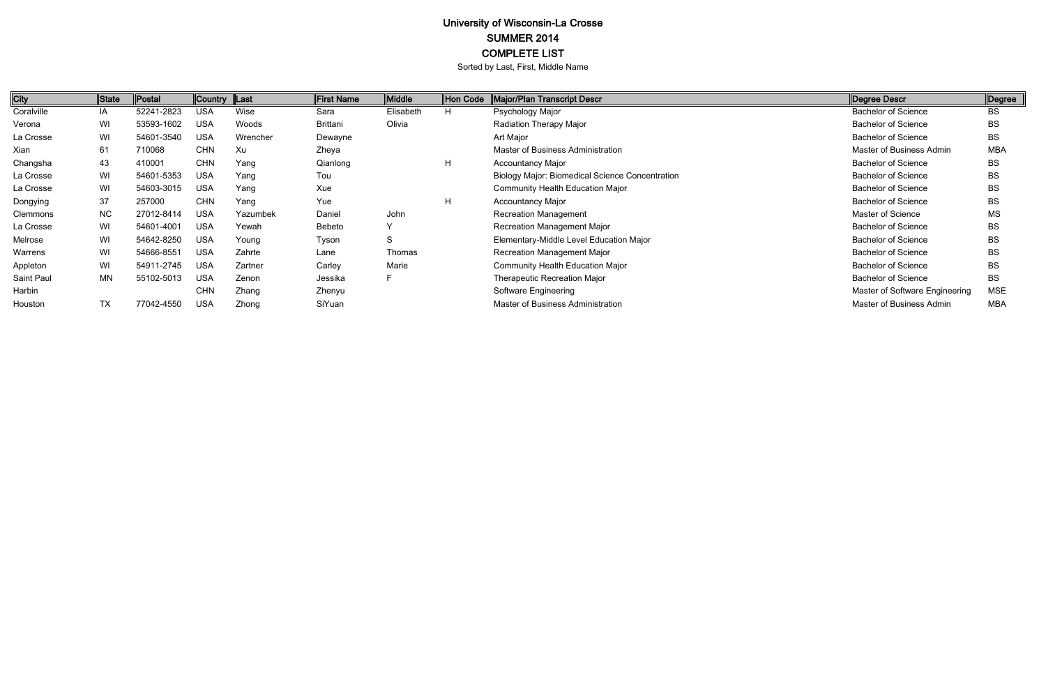# University of Wisconsin-La Crosse
## SUMMER 2014
## COMPLETE LIST

Sorted by Last, First, Middle Name

| City | State | Postal | Country | Last | First Name | Middle | Hon Code | Major/Plan Transcript Descr | Degree Descr | Degree |
|---|---|---|---|---|---|---|---|---|---|---|
| Coralville | IA | 52241-2823 | USA | Wise | Sara | Elisabeth | H | Psychology Major | Bachelor of Science | BS |
| Verona | WI | 53593-1602 | USA | Woods | Brittani | Olivia | | Radiation Therapy Major | Bachelor of Science | BS |
| La Crosse | WI | 54601-3540 | USA | Wrencher | Dewayne | | | Art Major | Bachelor of Science | BS |
| Xian | 61 | 710068 | CHN | Xu | Zheya | | | Master of Business Administration | Master of Business Admin | MBA |
| Changsha | 43 | 410001 | CHN | Yang | Qianlong | | H | Accountancy Major | Bachelor of Science | BS |
| La Crosse | WI | 54601-5353 | USA | Yang | Tou | | | Biology Major: Biomedical Science Concentration | Bachelor of Science | BS |
| La Crosse | WI | 54603-3015 | USA | Yang | Xue | | | Community Health Education Major | Bachelor of Science | BS |
| Dongying | 37 | 257000 | CHN | Yang | Yue | | H | Accountancy Major | Bachelor of Science | BS |
| Clemmons | NC | 27012-8414 | USA | Yazumbek | Daniel | John | | Recreation Management | Master of Science | MS |
| La Crosse | WI | 54601-4001 | USA | Yewah | Bebeto | Y | | Recreation Management Major | Bachelor of Science | BS |
| Melrose | WI | 54642-8250 | USA | Young | Tyson | S | | Elementary-Middle Level Education Major | Bachelor of Science | BS |
| Warrens | WI | 54666-8551 | USA | Zahrte | Lane | Thomas | | Recreation Management Major | Bachelor of Science | BS |
| Appleton | WI | 54911-2745 | USA | Zartner | Carley | Marie | | Community Health Education Major | Bachelor of Science | BS |
| Saint Paul | MN | 55102-5013 | USA | Zenon | Jessika | F | | Therapeutic Recreation Major | Bachelor of Science | BS |
| Harbin | | | CHN | Zhang | Zhenyu | | | Software Engineering | Master of Software Engineering | MSE |
| Houston | TX | 77042-4550 | USA | Zhong | SiYuan | | | Master of Business Administration | Master of Business Admin | MBA |